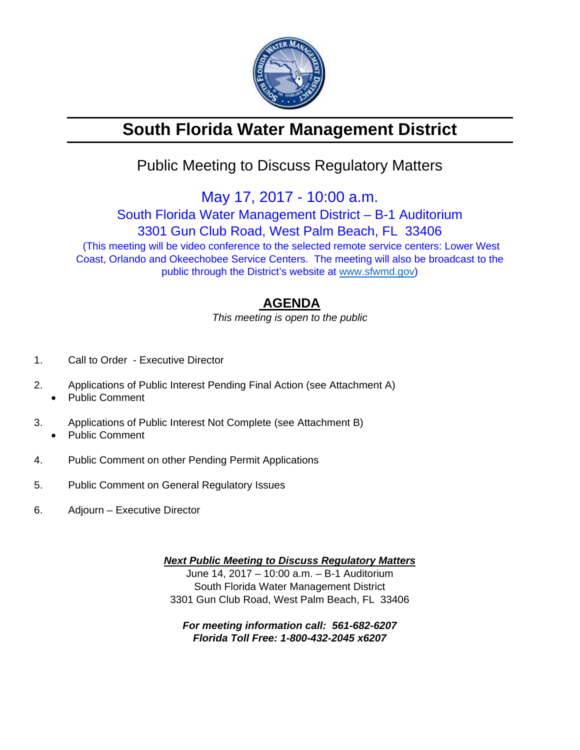# South Florida Water Management District

## Public Meeting to Discuss Regulatory Matters

May 17, 2017 - 10:00 a.m.
South Florida Water Management District – B-1 Auditorium
3301 Gun Club Road, West Palm Beach, FL 33406

(This meeting will be video conference to the selected remote service centers: Lower West Coast, Orlando and Okeechobee Service Centers. The meeting will also be broadcast to the public through the District's website at www.sfwmd.gov)

## AGENDA

*This meeting is open to the public*

1. Call to Order - Executive Director
2. Applications of Public Interest Pending Final Action (see Attachment A)
   - Public Comment
3. Applications of Public Interest Not Complete (see Attachment B)
   - Public Comment
4. Public Comment on other Pending Permit Applications
5. Public Comment on General Regulatory Issues
6. Adjourn – Executive Director

***Next Public Meeting to Discuss Regulatory Matters***

June 14, 2017 – 10:00 a.m. – B-1 Auditorium
South Florida Water Management District
3301 Gun Club Road, West Palm Beach, FL 33406

***For meeting information call: 561-682-6207***
***Florida Toll Free: 1-800-432-2045 x6207***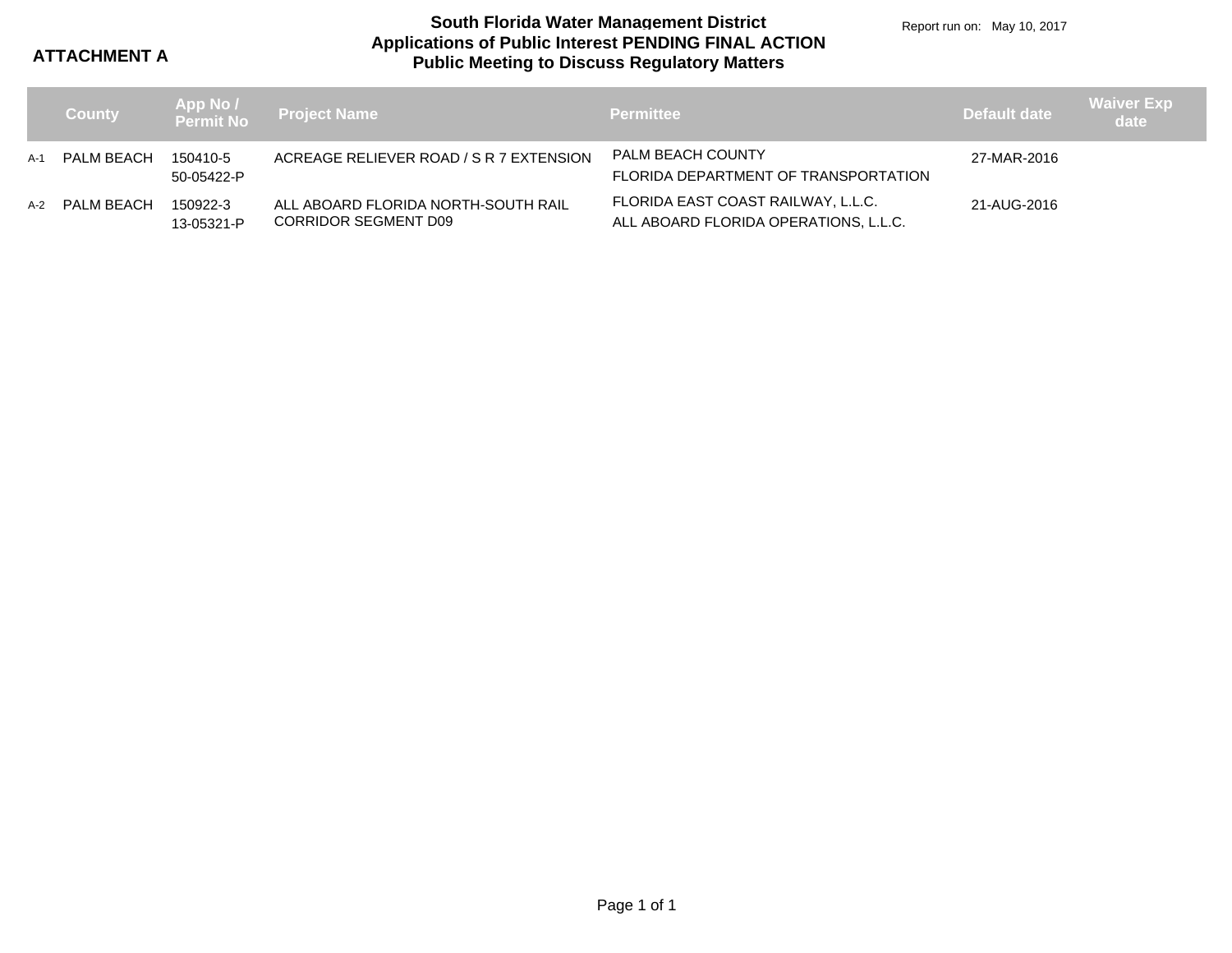**ATTACHMENT A**

# South Florida Water Management District
## Applications of Public Interest PENDING FINAL ACTION
## Public Meeting to Discuss Regulatory Matters

Report run on: May 10, 2017

| | County | App No / Permit No | Project Name | Permittee | Default date | Waiver Exp date |
|---|---|---|---|---|---|---|
| A-1 | PALM BEACH | 150410-5<br>50-05422-P | ACREAGE RELIEVER ROAD / S R 7 EXTENSION | PALM BEACH COUNTY<br>FLORIDA DEPARTMENT OF TRANSPORTATION | 27-MAR-2016 | |
| A-2 | PALM BEACH | 150922-3<br>13-05321-P | ALL ABOARD FLORIDA NORTH-SOUTH RAIL CORRIDOR SEGMENT D09 | FLORIDA EAST COAST RAILWAY, L.L.C.<br>ALL ABOARD FLORIDA OPERATIONS, L.L.C. | 21-AUG-2016 | |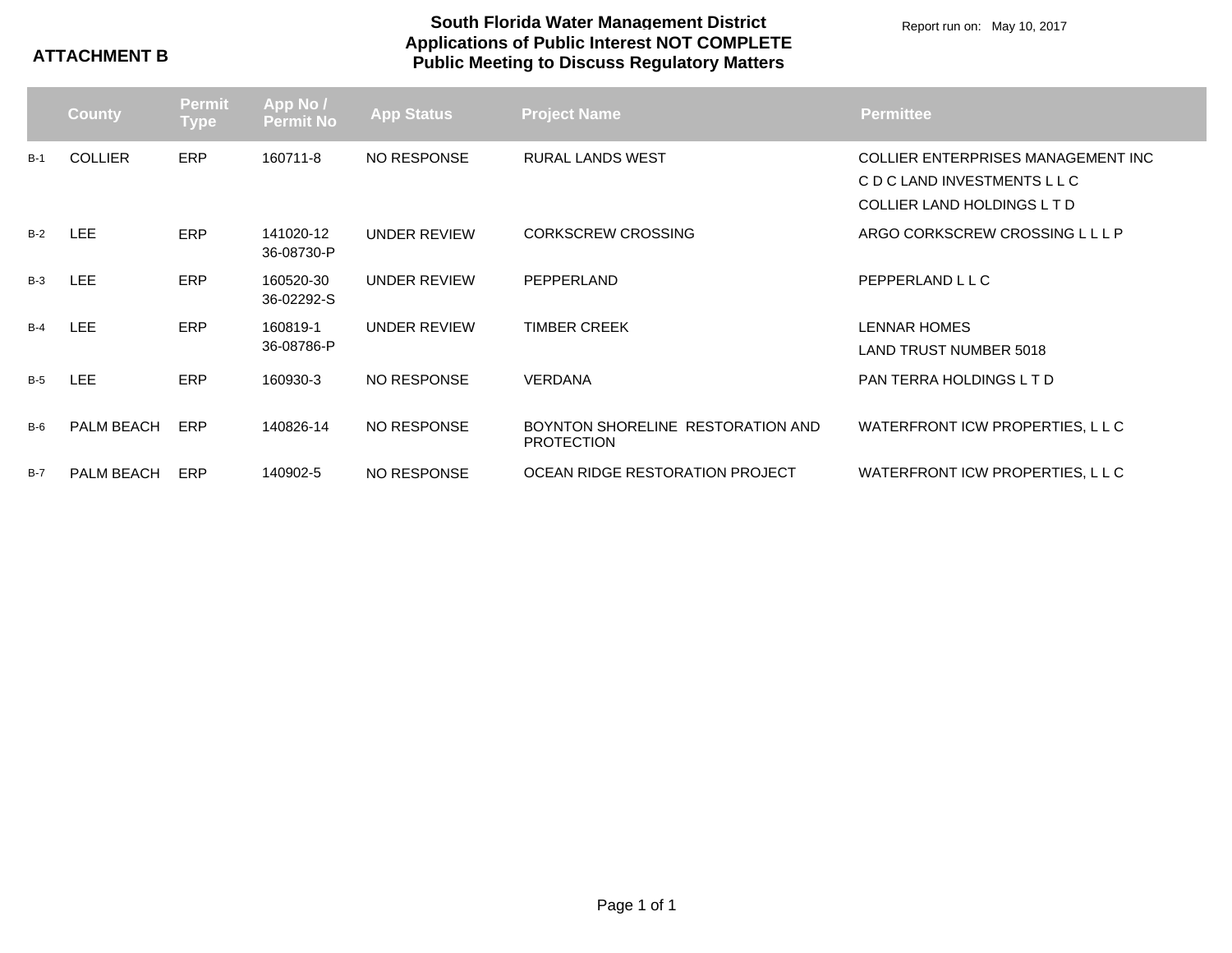**ATTACHMENT B**

**South Florida Water Management District**
**Applications of Public Interest NOT COMPLETE**
**Public Meeting to Discuss Regulatory Matters**

Report run on: May 10, 2017

| | County | Permit Type | App No / Permit No | App Status | Project Name | Permittee |
|---|---|---|---|---|---|---|
| B-1 | COLLIER | ERP | 160711-8 | NO RESPONSE | RURAL LANDS WEST | COLLIER ENTERPRISES MANAGEMENT INC<br>C D C LAND INVESTMENTS L L C<br>COLLIER LAND HOLDINGS L T D |
| B-2 | LEE | ERP | 141020-12<br>36-08730-P | UNDER REVIEW | CORKSCREW CROSSING | ARGO CORKSCREW CROSSING L L L P |
| B-3 | LEE | ERP | 160520-30<br>36-02292-S | UNDER REVIEW | PEPPERLAND | PEPPERLAND L L C |
| B-4 | LEE | ERP | 160819-1<br>36-08786-P | UNDER REVIEW | TIMBER CREEK | LENNAR HOMES<br>LAND TRUST NUMBER 5018 |
| B-5 | LEE | ERP | 160930-3 | NO RESPONSE | VERDANA | PAN TERRA HOLDINGS L T D |
| B-6 | PALM BEACH | ERP | 140826-14 | NO RESPONSE | BOYNTON SHORELINE RESTORATION AND PROTECTION | WATERFRONT ICW PROPERTIES, L L C |
| B-7 | PALM BEACH | ERP | 140902-5 | NO RESPONSE | OCEAN RIDGE RESTORATION PROJECT | WATERFRONT ICW PROPERTIES, L L C |